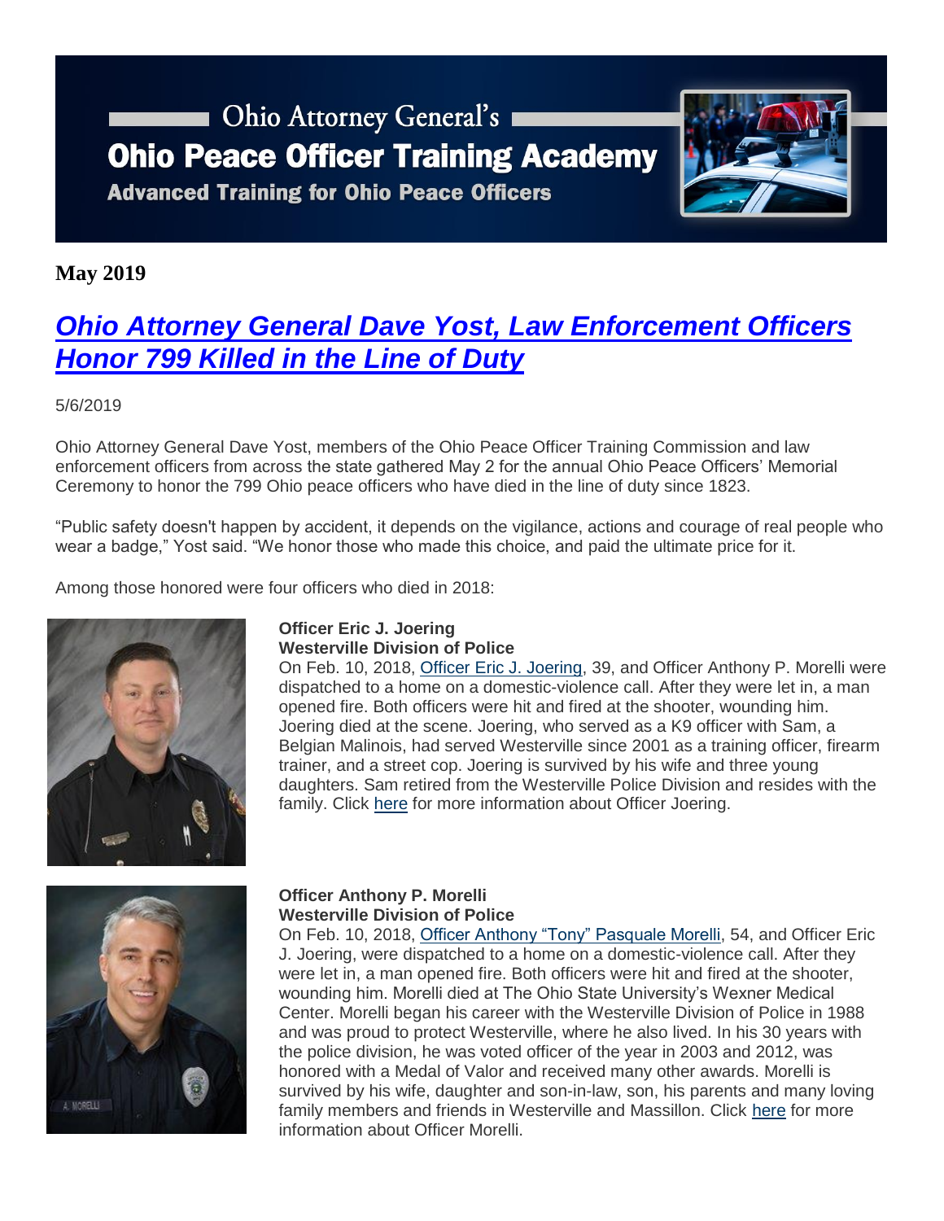# Ohio Attorney General's Ohio Peace Officer Training Academy

**Advanced Training for Ohio Peace Officers**

**May 2019**

## *Ohio Attorney General Dave Yost, Law Enforcement Officers Honor 799 Killed in the Line of Duty*

5/6/2019

Ohio Attorney General Dave Yost, members of the Ohio Peace Officer Training Commission and law enforcement officers from across the state gathered May 2 for the annual Ohio Peace Officers' Memorial Ceremony to honor the 799 Ohio peace officers who have died in the line of duty since 1823.

"Public safety doesn't happen by accident, it depends on the vigilance, actions and courage of real people who wear a badge," Yost said. "We honor those who made this choice, and paid the ultimate price for it.

Among those honored were four officers who died in 2018:

**Officer Eric J. Joering**
**Westerville Division of Police**

On Feb. 10, 2018, Officer Eric J. Joering, 39, and Officer Anthony P. Morelli were dispatched to a home on a domestic-violence call. After they were let in, a man opened fire. Both officers were hit and fired at the shooter, wounding him. Joering died at the scene. Joering, who served as a K9 officer with Sam, a Belgian Malinois, had served Westerville since 2001 as a training officer, firearm trainer, and a street cop. Joering is survived by his wife and three young daughters. Sam retired from the Westerville Police Division and resides with the family. Click here for more information about Officer Joering.

**Officer Anthony P. Morelli**
**Westerville Division of Police**

On Feb. 10, 2018, Officer Anthony "Tony" Pasquale Morelli, 54, and Officer Eric J. Joering, were dispatched to a home on a domestic-violence call. After they were let in, a man opened fire. Both officers were hit and fired at the shooter, wounding him. Morelli died at The Ohio State University's Wexner Medical Center. Morelli began his career with the Westerville Division of Police in 1988 and was proud to protect Westerville, where he also lived. In his 30 years with the police division, he was voted officer of the year in 2003 and 2012, was honored with a Medal of Valor and received many other awards. Morelli is survived by his wife, daughter and son-in-law, son, his parents and many loving family members and friends in Westerville and Massillon. Click here for more information about Officer Morelli.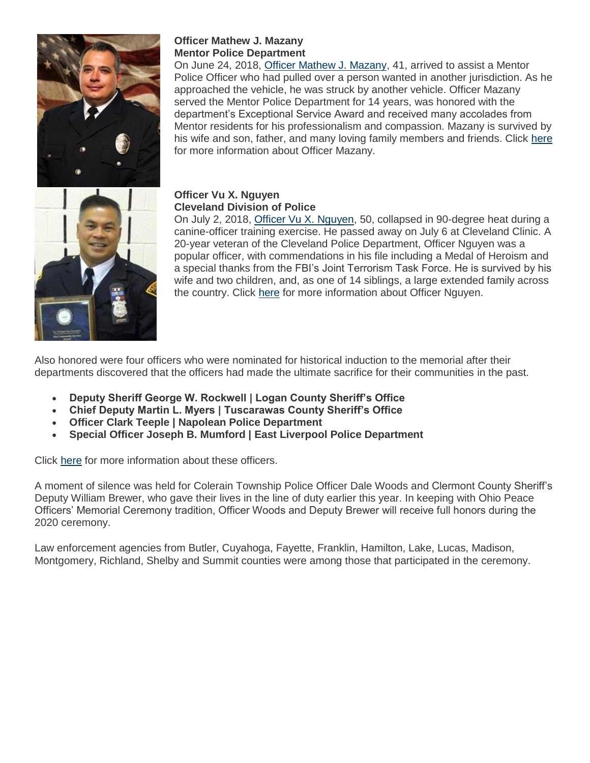**Officer Mathew J. Mazany**
**Mentor Police Department**

On June 24, 2018, Officer Mathew J. Mazany, 41, arrived to assist a Mentor Police Officer who had pulled over a person wanted in another jurisdiction. As he approached the vehicle, he was struck by another vehicle. Officer Mazany served the Mentor Police Department for 14 years, was honored with the department's Exceptional Service Award and received many accolades from Mentor residents for his professionalism and compassion. Mazany is survived by his wife and son, father, and many loving family members and friends. Click here for more information about Officer Mazany.

**Officer Vu X. Nguyen**
**Cleveland Division of Police**

On July 2, 2018, Officer Vu X. Nguyen, 50, collapsed in 90-degree heat during a canine-officer training exercise. He passed away on July 6 at Cleveland Clinic. A 20-year veteran of the Cleveland Police Department, Officer Nguyen was a popular officer, with commendations in his file including a Medal of Heroism and a special thanks from the FBI's Joint Terrorism Task Force. He is survived by his wife and two children, and, as one of 14 siblings, a large extended family across the country. Click here for more information about Officer Nguyen.

Also honored were four officers who were nominated for historical induction to the memorial after their departments discovered that the officers had made the ultimate sacrifice for their communities in the past.

- **Deputy Sheriff George W. Rockwell | Logan County Sheriff's Office**
- **Chief Deputy Martin L. Myers | Tuscarawas County Sheriff's Office**
- **Officer Clark Teeple | Napolean Police Department**
- **Special Officer Joseph B. Mumford | East Liverpool Police Department**

Click here for more information about these officers.

A moment of silence was held for Colerain Township Police Officer Dale Woods and Clermont County Sheriff's Deputy William Brewer, who gave their lives in the line of duty earlier this year. In keeping with Ohio Peace Officers' Memorial Ceremony tradition, Officer Woods and Deputy Brewer will receive full honors during the 2020 ceremony.

Law enforcement agencies from Butler, Cuyahoga, Fayette, Franklin, Hamilton, Lake, Lucas, Madison, Montgomery, Richland, Shelby and Summit counties were among those that participated in the ceremony.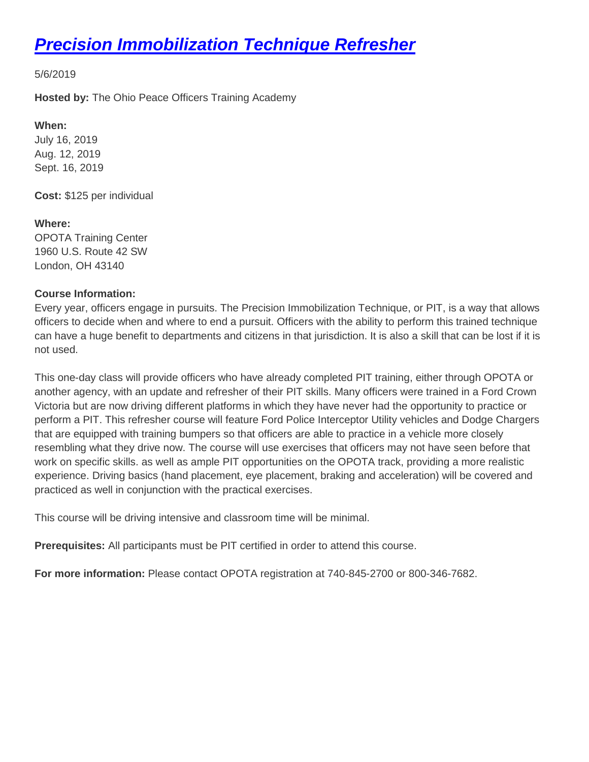# [Precision Immobilization Technique Refresher]

5/6/2019

**Hosted by:** The Ohio Peace Officers Training Academy

**When:**
July 16, 2019
Aug. 12, 2019
Sept. 16, 2019

**Cost:** $125 per individual

**Where:**
OPOTA Training Center
1960 U.S. Route 42 SW
London, OH 43140

**Course Information:**
Every year, officers engage in pursuits. The Precision Immobilization Technique, or PIT, is a way that allows officers to decide when and where to end a pursuit. Officers with the ability to perform this trained technique can have a huge benefit to departments and citizens in that jurisdiction. It is also a skill that can be lost if it is not used.

This one-day class will provide officers who have already completed PIT training, either through OPOTA or another agency, with an update and refresher of their PIT skills. Many officers were trained in a Ford Crown Victoria but are now driving different platforms in which they have never had the opportunity to practice or perform a PIT. This refresher course will feature Ford Police Interceptor Utility vehicles and Dodge Chargers that are equipped with training bumpers so that officers are able to practice in a vehicle more closely resembling what they drive now. The course will use exercises that officers may not have seen before that work on specific skills. as well as ample PIT opportunities on the OPOTA track, providing a more realistic experience. Driving basics (hand placement, eye placement, braking and acceleration) will be covered and practiced as well in conjunction with the practical exercises.

This course will be driving intensive and classroom time will be minimal.

**Prerequisites:** All participants must be PIT certified in order to attend this course.

**For more information:** Please contact OPOTA registration at 740-845-2700 or 800-346-7682.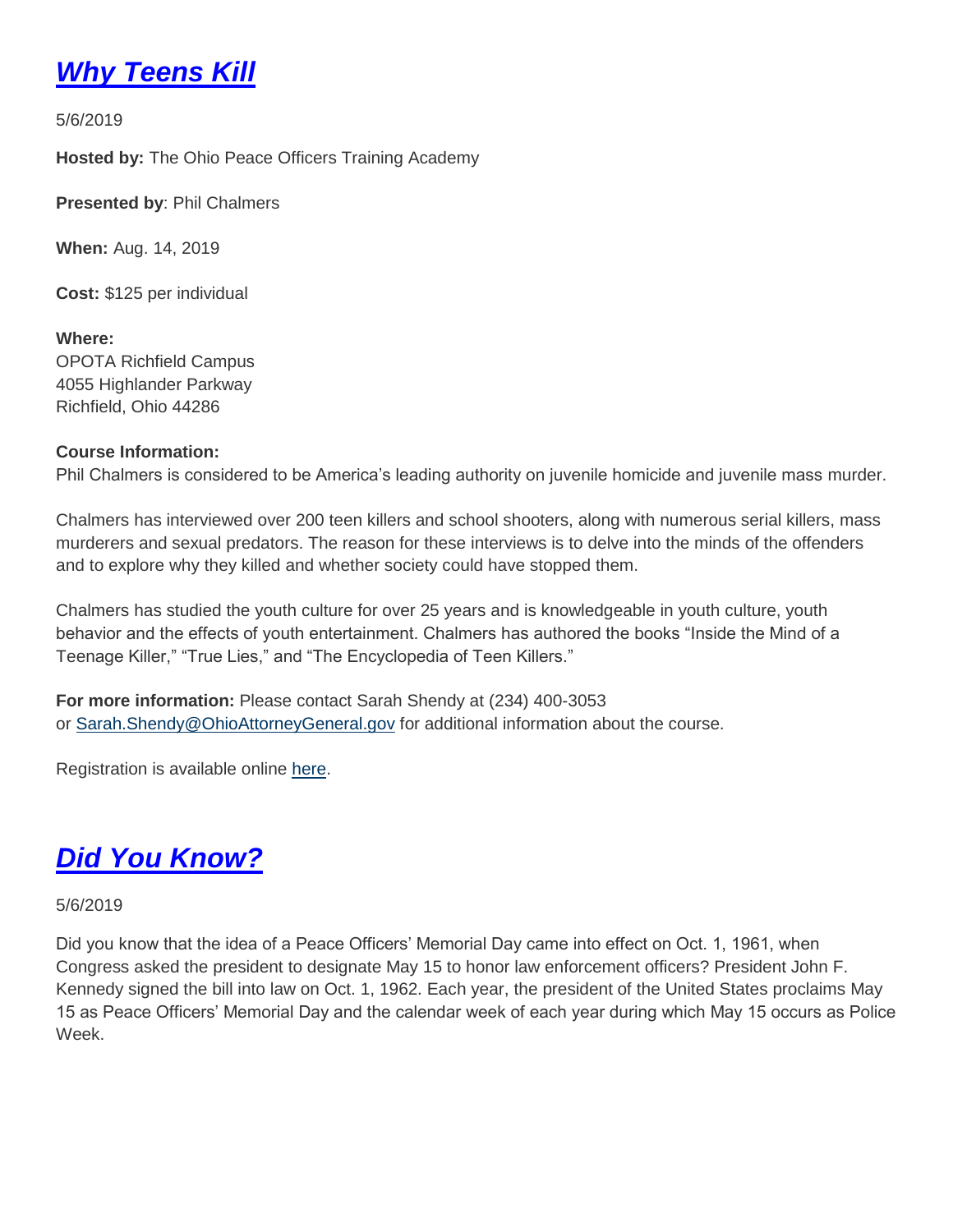## [*Why Teens Kill*]()

5/6/2019

**Hosted by:** The Ohio Peace Officers Training Academy

**Presented by**: Phil Chalmers

**When:** Aug. 14, 2019

**Cost:** $125 per individual

**Where:**
OPOTA Richfield Campus
4055 Highlander Parkway
Richfield, Ohio 44286

**Course Information:**
Phil Chalmers is considered to be America's leading authority on juvenile homicide and juvenile mass murder.

Chalmers has interviewed over 200 teen killers and school shooters, along with numerous serial killers, mass murderers and sexual predators. The reason for these interviews is to delve into the minds of the offenders and to explore why they killed and whether society could have stopped them.

Chalmers has studied the youth culture for over 25 years and is knowledgeable in youth culture, youth behavior and the effects of youth entertainment. Chalmers has authored the books "Inside the Mind of a Teenage Killer," "True Lies," and "The Encyclopedia of Teen Killers."

**For more information:** Please contact Sarah Shendy at (234) 400-3053 or [Sarah.Shendy@OhioAttorneyGeneral.gov]() for additional information about the course.

Registration is available online [here]().

## [*Did You Know?*]()

5/6/2019

Did you know that the idea of a Peace Officers' Memorial Day came into effect on Oct. 1, 1961, when Congress asked the president to designate May 15 to honor law enforcement officers? President John F. Kennedy signed the bill into law on Oct. 1, 1962. Each year, the president of the United States proclaims May 15 as Peace Officers' Memorial Day and the calendar week of each year during which May 15 occurs as Police Week.